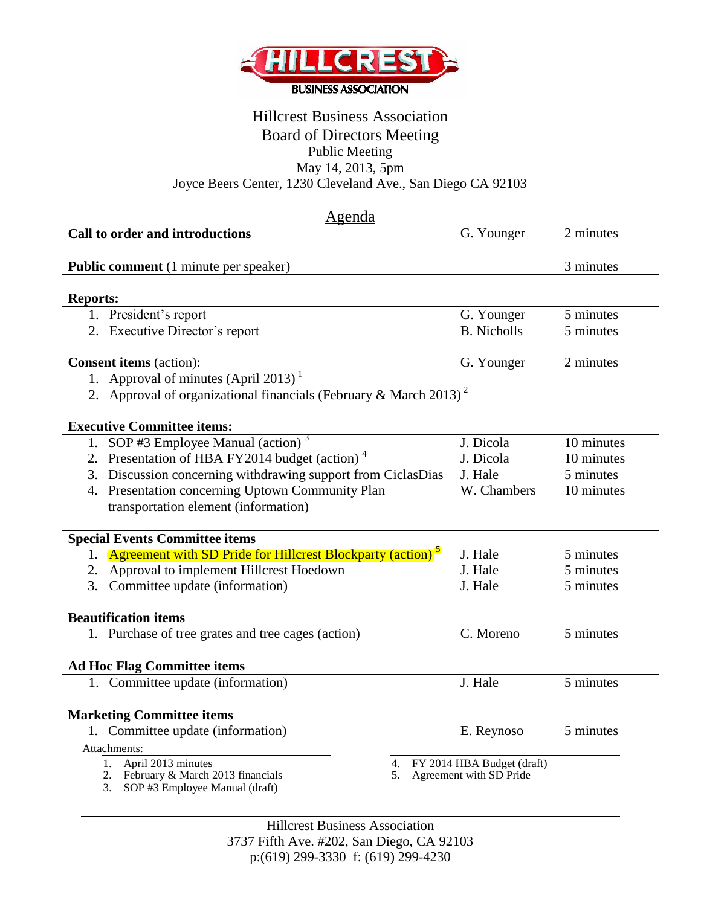HILLCREST BUSINESS ASSOCIATION

# Hillcrest Business Association

## Board of Directors Meeting

Public Meeting

May 14, 2013, 5pm

Joyce Beers Center, 1230 Cleveland Ave., San Diego CA 92103

## Agenda

| Item | Presenter | Time |
|---|---|---|
| **Call to order and introductions** | G. Younger | 2 minutes |
| **Public comment** (1 minute per speaker) | | 3 minutes |
| **Reports:** | | |
| 1. President's report | G. Younger | 5 minutes |
| 2. Executive Director's report | B. Nicholls | 5 minutes |
| **Consent items** (action): | G. Younger | 2 minutes |
| 1. Approval of minutes (April 2013) [1] | | |
| 2. Approval of organizational financials (February & March 2013) [2] | | |
| **Executive Committee items:** | | |
| 1. SOP #3 Employee Manual (action) [3] | J. Dicola | 10 minutes |
| 2. Presentation of HBA FY2014 budget (action) [4] | J. Dicola | 10 minutes |
| 3. Discussion concerning withdrawing support from CiclasDias | J. Hale | 5 minutes |
| 4. Presentation concerning Uptown Community Plan transportation element (information) | W. Chambers | 10 minutes |
| **Special Events Committee items** | | |
| 1. Agreement with SD Pride for Hillcrest Blockparty (action) [5] | J. Hale | 5 minutes |
| 2. Approval to implement Hillcrest Hoedown | J. Hale | 5 minutes |
| 3. Committee update (information) | J. Hale | 5 minutes |
| **Beautification items** | | |
| 1. Purchase of tree grates and tree cages (action) | C. Moreno | 5 minutes |
| **Ad Hoc Flag Committee items** | | |
| 1. Committee update (information) | J. Hale | 5 minutes |
| **Marketing Committee items** | | |
| 1. Committee update (information) | E. Reynoso | 5 minutes |

Attachments:

1. April 2013 minutes
2. February & March 2013 financials
3. SOP #3 Employee Manual (draft)
4. FY 2014 HBA Budget (draft)
5. Agreement with SD Pride

Hillcrest Business Association
3737 Fifth Ave. #202, San Diego, CA 92103
p:(619) 299-3330 f: (619) 299-4230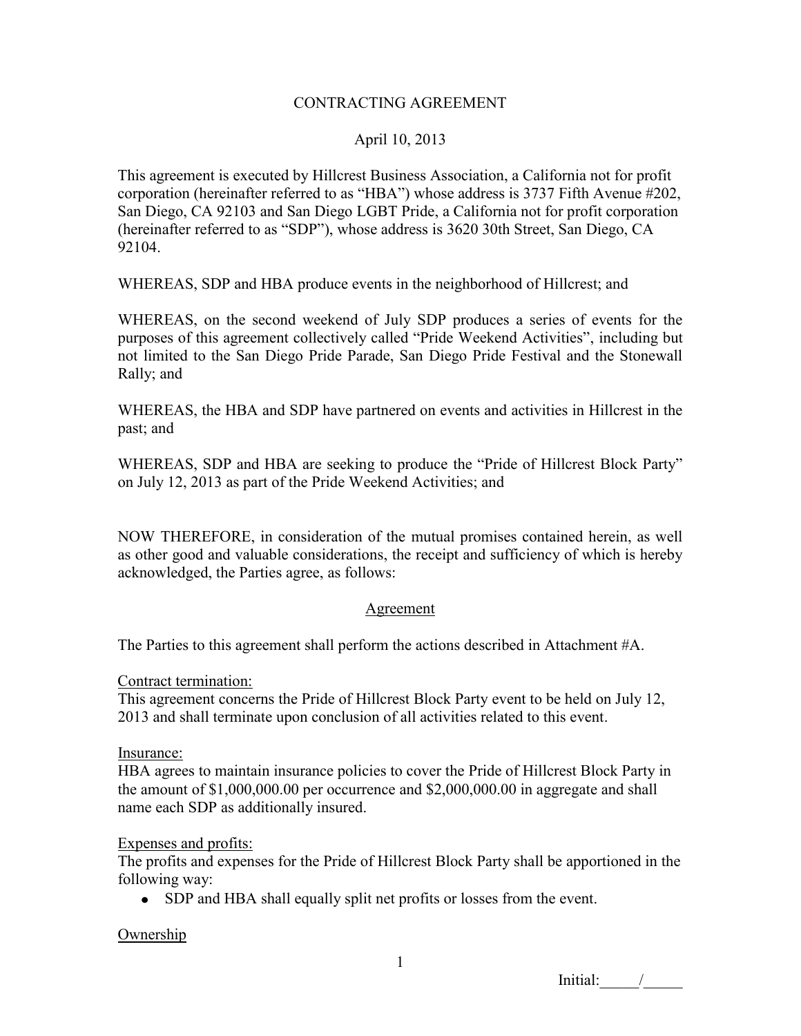CONTRACTING AGREEMENT

April 10, 2013

This agreement is executed by Hillcrest Business Association, a California not for profit corporation (hereinafter referred to as "HBA") whose address is 3737 Fifth Avenue #202, San Diego, CA 92103 and San Diego LGBT Pride, a California not for profit corporation (hereinafter referred to as "SDP"), whose address is 3620 30th Street, San Diego, CA 92104.

WHEREAS, SDP and HBA produce events in the neighborhood of Hillcrest; and

WHEREAS, on the second weekend of July SDP produces a series of events for the purposes of this agreement collectively called "Pride Weekend Activities", including but not limited to the San Diego Pride Parade, San Diego Pride Festival and the Stonewall Rally; and

WHEREAS, the HBA and SDP have partnered on events and activities in Hillcrest in the past; and

WHEREAS, SDP and HBA are seeking to produce the "Pride of Hillcrest Block Party" on July 12, 2013 as part of the Pride Weekend Activities; and

NOW THEREFORE, in consideration of the mutual promises contained herein, as well as other good and valuable considerations, the receipt and sufficiency of which is hereby acknowledged, the Parties agree, as follows:

<u>Agreement</u>

The Parties to this agreement shall perform the actions described in Attachment #A.

<u>Contract termination:</u>
This agreement concerns the Pride of Hillcrest Block Party event to be held on July 12, 2013 and shall terminate upon conclusion of all activities related to this event.

<u>Insurance:</u>
HBA agrees to maintain insurance policies to cover the Pride of Hillcrest Block Party in the amount of $1,000,000.00 per occurrence and $2,000,000.00 in aggregate and shall name each SDP as additionally insured.

<u>Expenses and profits:</u>
The profits and expenses for the Pride of Hillcrest Block Party shall be apportioned in the following way:

- SDP and HBA shall equally split net profits or losses from the event.

<u>Ownership</u>

Initial:_____/_____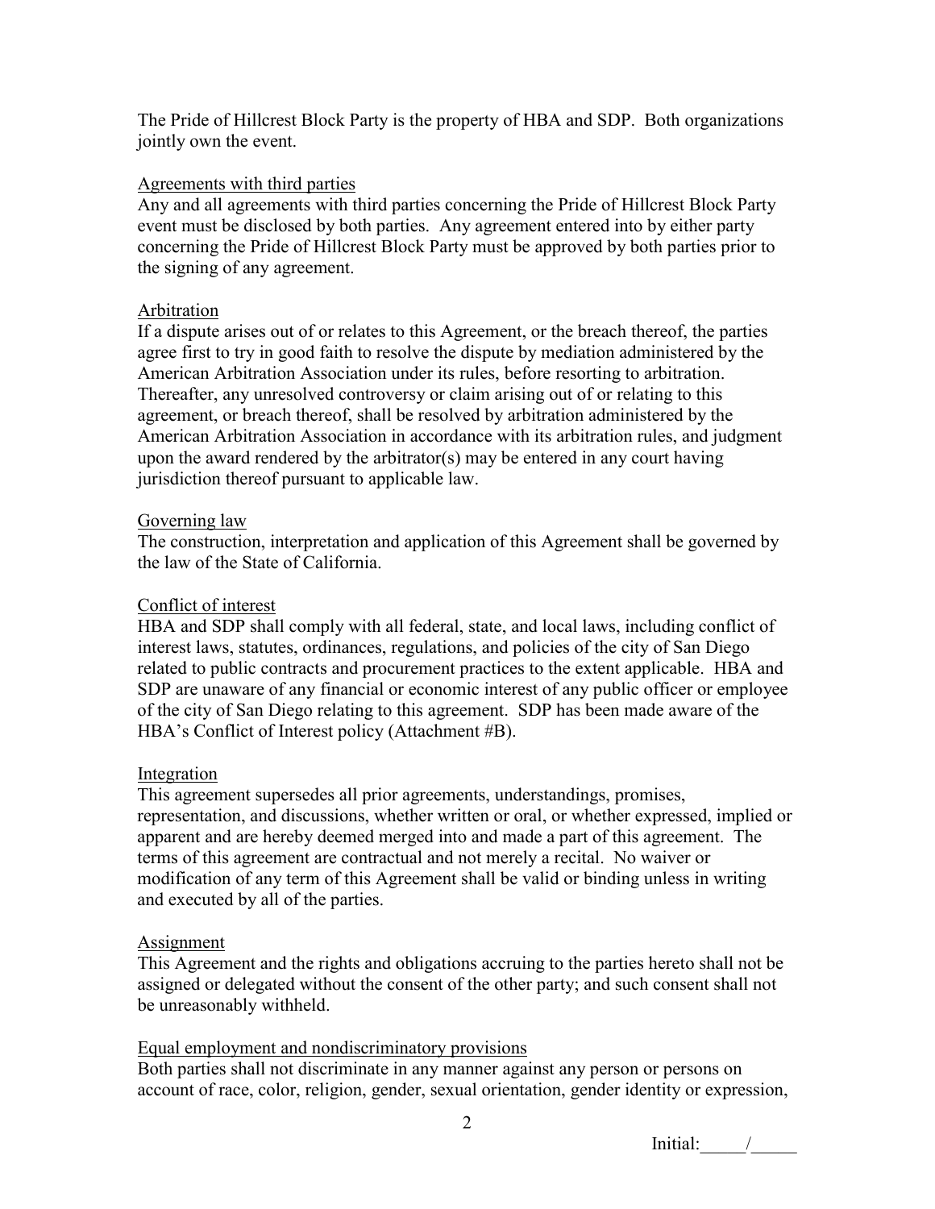The Pride of Hillcrest Block Party is the property of HBA and SDP. Both organizations jointly own the event.

Agreements with third parties

Any and all agreements with third parties concerning the Pride of Hillcrest Block Party event must be disclosed by both parties. Any agreement entered into by either party concerning the Pride of Hillcrest Block Party must be approved by both parties prior to the signing of any agreement.

Arbitration

If a dispute arises out of or relates to this Agreement, or the breach thereof, the parties agree first to try in good faith to resolve the dispute by mediation administered by the American Arbitration Association under its rules, before resorting to arbitration. Thereafter, any unresolved controversy or claim arising out of or relating to this agreement, or breach thereof, shall be resolved by arbitration administered by the American Arbitration Association in accordance with its arbitration rules, and judgment upon the award rendered by the arbitrator(s) may be entered in any court having jurisdiction thereof pursuant to applicable law.

Governing law

The construction, interpretation and application of this Agreement shall be governed by the law of the State of California.

Conflict of interest

HBA and SDP shall comply with all federal, state, and local laws, including conflict of interest laws, statutes, ordinances, regulations, and policies of the city of San Diego related to public contracts and procurement practices to the extent applicable. HBA and SDP are unaware of any financial or economic interest of any public officer or employee of the city of San Diego relating to this agreement. SDP has been made aware of the HBA's Conflict of Interest policy (Attachment #B).

Integration

This agreement supersedes all prior agreements, understandings, promises, representation, and discussions, whether written or oral, or whether expressed, implied or apparent and are hereby deemed merged into and made a part of this agreement. The terms of this agreement are contractual and not merely a recital. No waiver or modification of any term of this Agreement shall be valid or binding unless in writing and executed by all of the parties.

Assignment

This Agreement and the rights and obligations accruing to the parties hereto shall not be assigned or delegated without the consent of the other party; and such consent shall not be unreasonably withheld.

Equal employment and nondiscriminatory provisions

Both parties shall not discriminate in any manner against any person or persons on account of race, color, religion, gender, sexual orientation, gender identity or expression,

Initial:_____/_____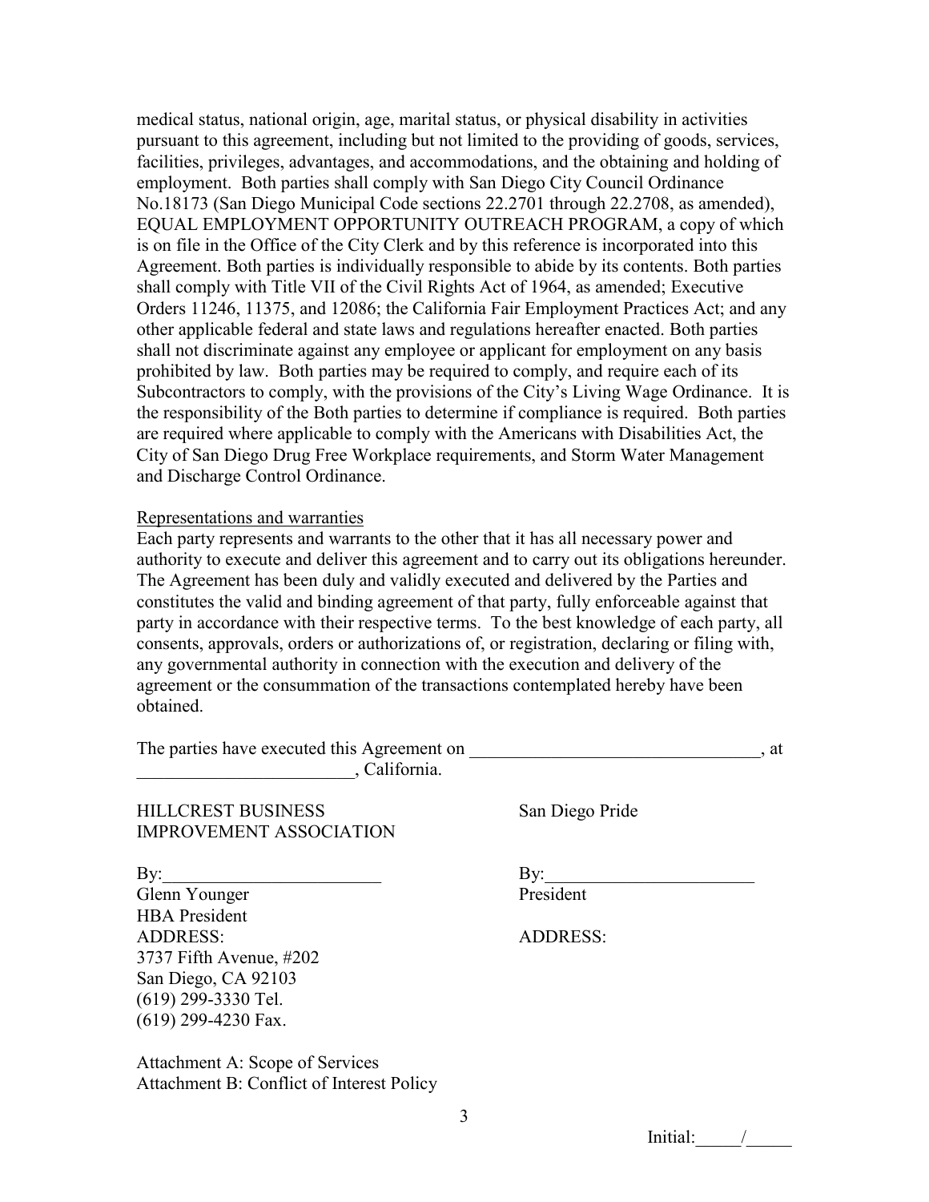medical status, national origin, age, marital status, or physical disability in activities pursuant to this agreement, including but not limited to the providing of goods, services, facilities, privileges, advantages, and accommodations, and the obtaining and holding of employment. Both parties shall comply with San Diego City Council Ordinance No.18173 (San Diego Municipal Code sections 22.2701 through 22.2708, as amended), EQUAL EMPLOYMENT OPPORTUNITY OUTREACH PROGRAM, a copy of which is on file in the Office of the City Clerk and by this reference is incorporated into this Agreement. Both parties is individually responsible to abide by its contents. Both parties shall comply with Title VII of the Civil Rights Act of 1964, as amended; Executive Orders 11246, 11375, and 12086; the California Fair Employment Practices Act; and any other applicable federal and state laws and regulations hereafter enacted. Both parties shall not discriminate against any employee or applicant for employment on any basis prohibited by law. Both parties may be required to comply, and require each of its Subcontractors to comply, with the provisions of the City's Living Wage Ordinance. It is the responsibility of the Both parties to determine if compliance is required. Both parties are required where applicable to comply with the Americans with Disabilities Act, the City of San Diego Drug Free Workplace requirements, and Storm Water Management and Discharge Control Ordinance.

<u>Representations and warranties</u>

Each party represents and warrants to the other that it has all necessary power and authority to execute and deliver this agreement and to carry out its obligations hereunder. The Agreement has been duly and validly executed and delivered by the Parties and constitutes the valid and binding agreement of that party, fully enforceable against that party in accordance with their respective terms. To the best knowledge of each party, all consents, approvals, orders or authorizations of, or registration, declaring or filing with, any governmental authority in connection with the execution and delivery of the agreement or the consummation of the transactions contemplated hereby have been obtained.

The parties have executed this Agreement on ________________________________, at ________________________, California.

| HILLCREST BUSINESS IMPROVEMENT ASSOCIATION | San Diego Pride |
|---|---|
| By:________________________ | By:______________________ |
| Glenn Younger | President |
| HBA President | |
| ADDRESS: | ADDRESS: |
| 3737 Fifth Avenue, #202 | |
| San Diego, CA 92103 | |
| (619) 299-3330 Tel. | |
| (619) 299-4230 Fax. | |

Attachment A: Scope of Services
Attachment B: Conflict of Interest Policy

Initial:_____/_____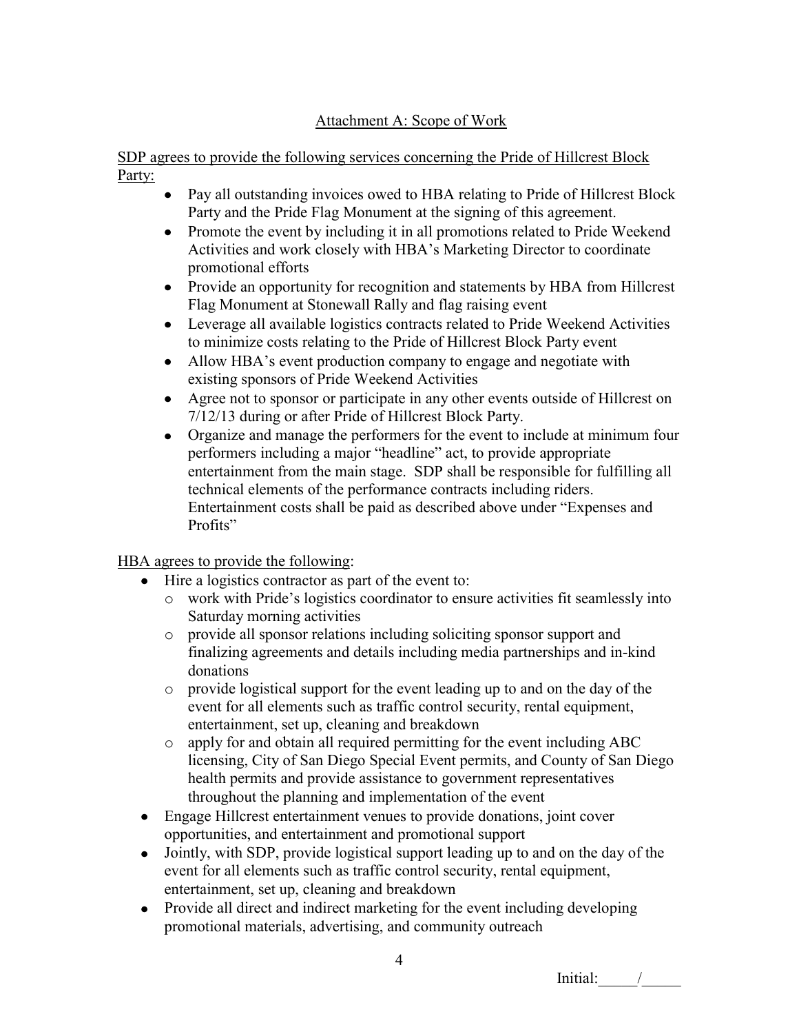## Attachment A: Scope of Work

SDP agrees to provide the following services concerning the Pride of Hillcrest Block Party:

- Pay all outstanding invoices owed to HBA relating to Pride of Hillcrest Block Party and the Pride Flag Monument at the signing of this agreement.
- Promote the event by including it in all promotions related to Pride Weekend Activities and work closely with HBA's Marketing Director to coordinate promotional efforts
- Provide an opportunity for recognition and statements by HBA from Hillcrest Flag Monument at Stonewall Rally and flag raising event
- Leverage all available logistics contracts related to Pride Weekend Activities to minimize costs relating to the Pride of Hillcrest Block Party event
- Allow HBA's event production company to engage and negotiate with existing sponsors of Pride Weekend Activities
- Agree not to sponsor or participate in any other events outside of Hillcrest on 7/12/13 during or after Pride of Hillcrest Block Party.
- Organize and manage the performers for the event to include at minimum four performers including a major "headline" act, to provide appropriate entertainment from the main stage. SDP shall be responsible for fulfilling all technical elements of the performance contracts including riders. Entertainment costs shall be paid as described above under "Expenses and Profits"

HBA agrees to provide the following:

- Hire a logistics contractor as part of the event to:
  - work with Pride's logistics coordinator to ensure activities fit seamlessly into Saturday morning activities
  - provide all sponsor relations including soliciting sponsor support and finalizing agreements and details including media partnerships and in-kind donations
  - provide logistical support for the event leading up to and on the day of the event for all elements such as traffic control security, rental equipment, entertainment, set up, cleaning and breakdown
  - apply for and obtain all required permitting for the event including ABC licensing, City of San Diego Special Event permits, and County of San Diego health permits and provide assistance to government representatives throughout the planning and implementation of the event
- Engage Hillcrest entertainment venues to provide donations, joint cover opportunities, and entertainment and promotional support
- Jointly, with SDP, provide logistical support leading up to and on the day of the event for all elements such as traffic control security, rental equipment, entertainment, set up, cleaning and breakdown
- Provide all direct and indirect marketing for the event including developing promotional materials, advertising, and community outreach

Initial:_____/_____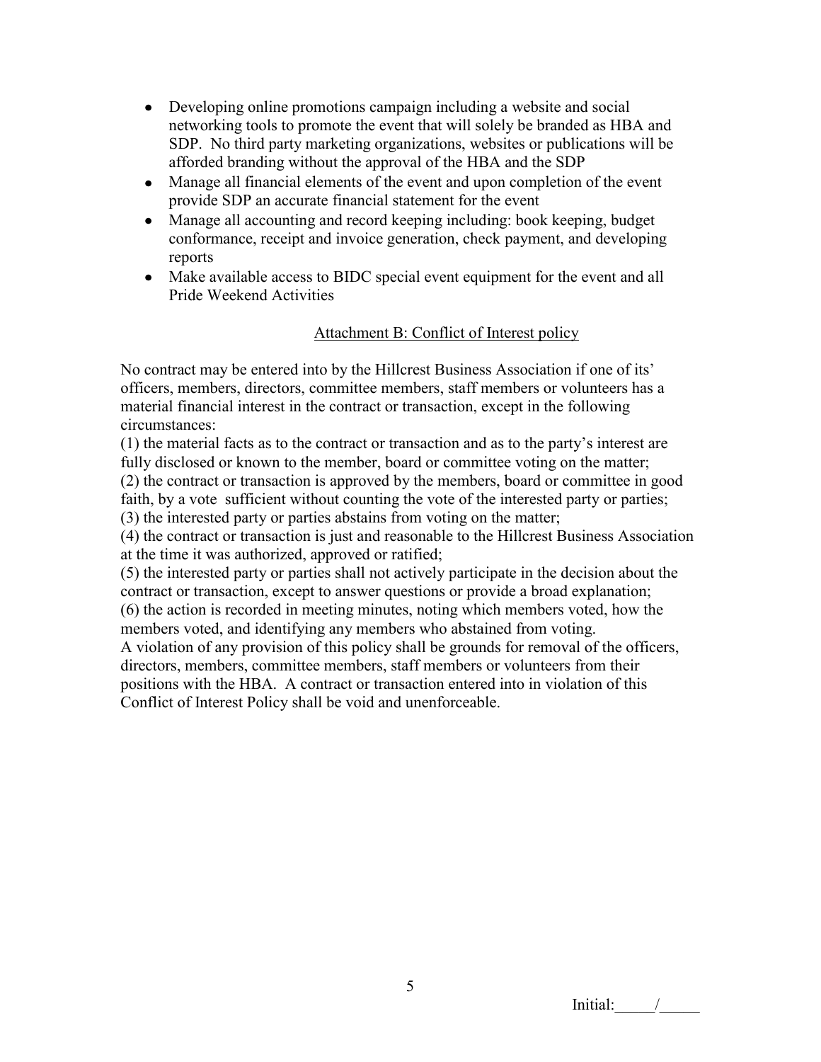- Developing online promotions campaign including a website and social networking tools to promote the event that will solely be branded as HBA and SDP. No third party marketing organizations, websites or publications will be afforded branding without the approval of the HBA and the SDP
- Manage all financial elements of the event and upon completion of the event provide SDP an accurate financial statement for the event
- Manage all accounting and record keeping including: book keeping, budget conformance, receipt and invoice generation, check payment, and developing reports
- Make available access to BIDC special event equipment for the event and all Pride Weekend Activities

## Attachment B: Conflict of Interest policy

No contract may be entered into by the Hillcrest Business Association if one of its' officers, members, directors, committee members, staff members or volunteers has a material financial interest in the contract or transaction, except in the following circumstances:

(1) the material facts as to the contract or transaction and as to the party's interest are fully disclosed or known to the member, board or committee voting on the matter;
(2) the contract or transaction is approved by the members, board or committee in good faith, by a vote sufficient without counting the vote of the interested party or parties;
(3) the interested party or parties abstains from voting on the matter;
(4) the contract or transaction is just and reasonable to the Hillcrest Business Association at the time it was authorized, approved or ratified;
(5) the interested party or parties shall not actively participate in the decision about the contract or transaction, except to answer questions or provide a broad explanation;
(6) the action is recorded in meeting minutes, noting which members voted, how the members voted, and identifying any members who abstained from voting.

A violation of any provision of this policy shall be grounds for removal of the officers, directors, members, committee members, staff members or volunteers from their positions with the HBA. A contract or transaction entered into in violation of this Conflict of Interest Policy shall be void and unenforceable.

Initial:_____/_____